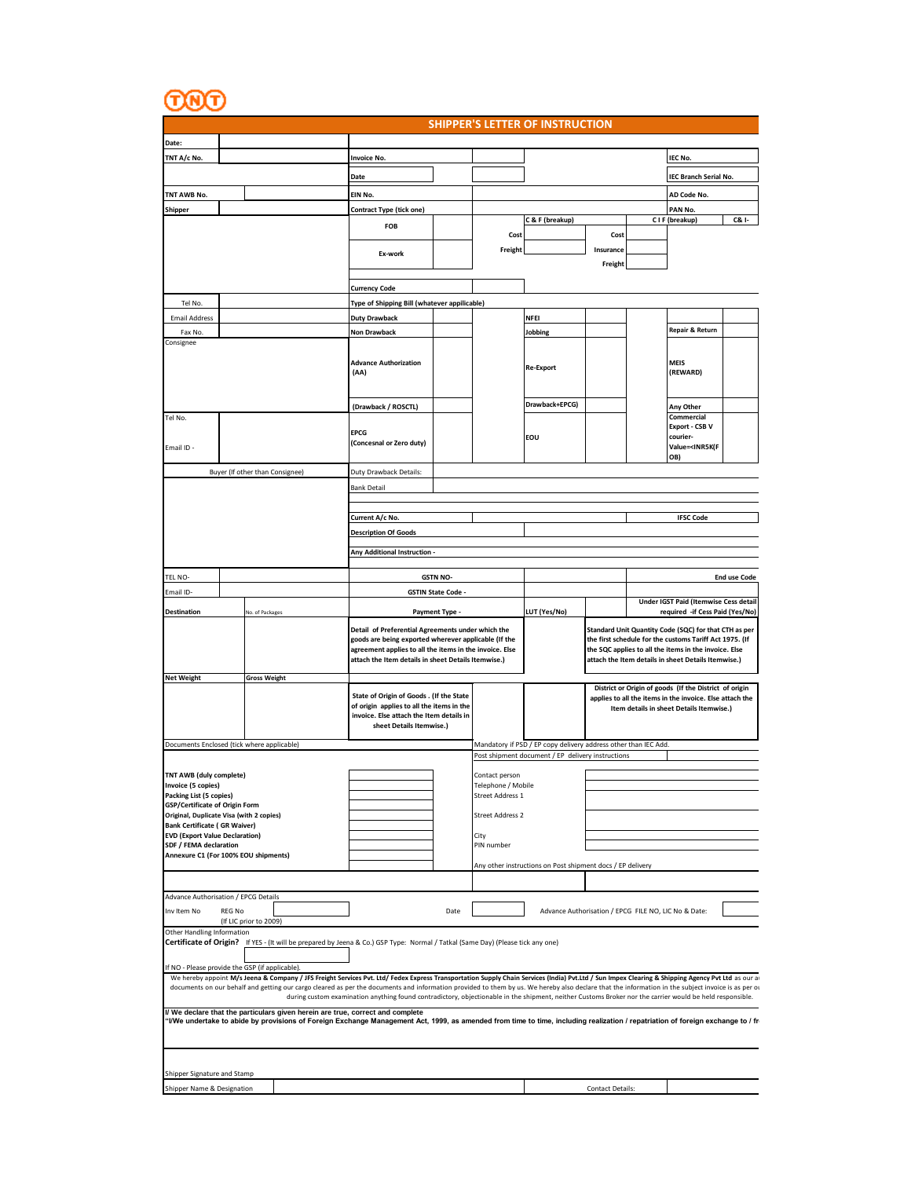TNT

# SHIPPER'S LETTER OF INSTRUCTION

| | | | | | | |
|---|---|---|---|---|---|---|
| Date: | | | | | | |
| TNT A/c No. | | Invoice No. | | | IEC No. | |
| | | Date | | | IEC Branch Serial No. | |
| TNT AWB No. | | EIN No. | | | AD Code No. | |
| Shipper | | Contract Type (tick one) | | | PAN No. | |

**Contract Type (tick one)**

| | | C & F (breakup) | | C I F (breakup) | | C& I- |
|---|---|---|---|---|---|---|
| FOB | | Cost | | Cost | | |
| Ex-work | | Freight | | Insurance | | |
| | | | | Freight | | |

Currency Code

Tel No.

Email Address

Fax No.

Consignee

Tel No.

Email ID -

**Type of Shipping Bill (whatever appilicable)**

| | | | | | |
|---|---|---|---|---|---|
| Duty Drawback | | NFEI | | | |
| Non Drawback | | Jobbing | | Repair & Return | |
| Advance Authorization (AA) | | Re-Export | | MEIS (REWARD) | |
| (Drawback / ROSCTL) | | Drawback+EPCG) | | Any Other | |
| EPCG (Concesnal or Zero duty) | | EOU | | Commercial Export - CSB V courier- Value=<INR5K(FOB) | |

Buyer (If other than Consignee)

Duty Drawback Details:

Bank Detail

Current A/c No. | IFSC Code

Description Of Goods

Any Additional Instruction -

| | | | | |
|---|---|---|---|---|
| TEL NO- | | GSTN NO- | | End use Code |
| Email ID- | | GSTIN State Code - | | |
| Destination | No. of Packages | Payment Type - | LUT (Yes/No) | Under IGST Paid (Itemwise Cess detail required -if Cess Paid (Yes/No) |

Detail of Preferential Agreements under which the goods are being exported wherever applicable (If the agreement applies to all the items in the invoice. Else attach the Item details in sheet Details Itemwise.)

Standard Unit Quantity Code (SQC) for that CTH as per the first schedule for the customs Tariff Act 1975. (If the SQC applies to all the items in the invoice. Else attach the Item details in sheet Details Itemwise.)

| Net Weight | Gross Weight |
|---|---|
| | |

State of Origin of Goods . (If the State of origin applies to all the items in the invoice. Else attach the Item details in sheet Details Itemwise.)

District or Origin of goods (If the District of origin applies to all the items in the invoice. Else attach the Item details in sheet Details Itemwise.)

Documents Enclosed (tick where applicable)

- **TNT AWB (duly complete)**
- **Invoice (5 copies)**
- **Packing List (5 copies)**
- **GSP/Certificate of Origin Form**
- **Original, Duplicate Visa (with 2 copies)**
- **Bank Certificate ( GR Waiver)**
- **EVD (Export Value Declaration)**
- **SDF / FEMA declaration**
- **Annexure C1 (For 100% EOU shipments)**

Mandatory if PSD / EP copy delivery address other than IEC Add.

Post shipment document / EP delivery instructions

- Contact person
- Telephone / Mobile
- Street Address 1
- Street Address 2
- City
- PIN number

Any other instructions on Post shipment docs / EP delivery

Advance Authorisation / EPCG Details

Inv Item No | REG No (If LIC prior to 2009) | Date | Advance Authorisation / EPCG FILE NO, LIC No & Date:

Other Handling Information

**Certificate of Origin?** If YES - (It will be prepared by Jeena & Co.) GSP Type: Normal / Tatkal (Same Day) (Please tick any one)

If NO - Please provide the GSP (if applicable).

We hereby appoint **M/s Jeena & Company / JFS Freight Services Pvt. Ltd/ Fedex Express Transportation Supply Chain Services (India) Pvt.Ltd / Sun Impex Clearing & Shipping Agency Pvt Ltd** as our a documents on our behalf and getting our cargo cleared as per the documents and information provided to them by us. We hereby also declare that the information in the subject invoice is as per o during custom examination anything found contradictory, objectionable in the shipment, neither Customs Broker nor the carrier would be held responsible.

**I/ We declare that the particulars given herein are true, correct and complete**

**"I/We undertake to abide by provisions of Foreign Exchange Management Act, 1999, as amended from time to time, including realization / repatriation of foreign exchange to / fr**

Shipper Signature and Stamp

Shipper Name & Designation | | Contact Details: |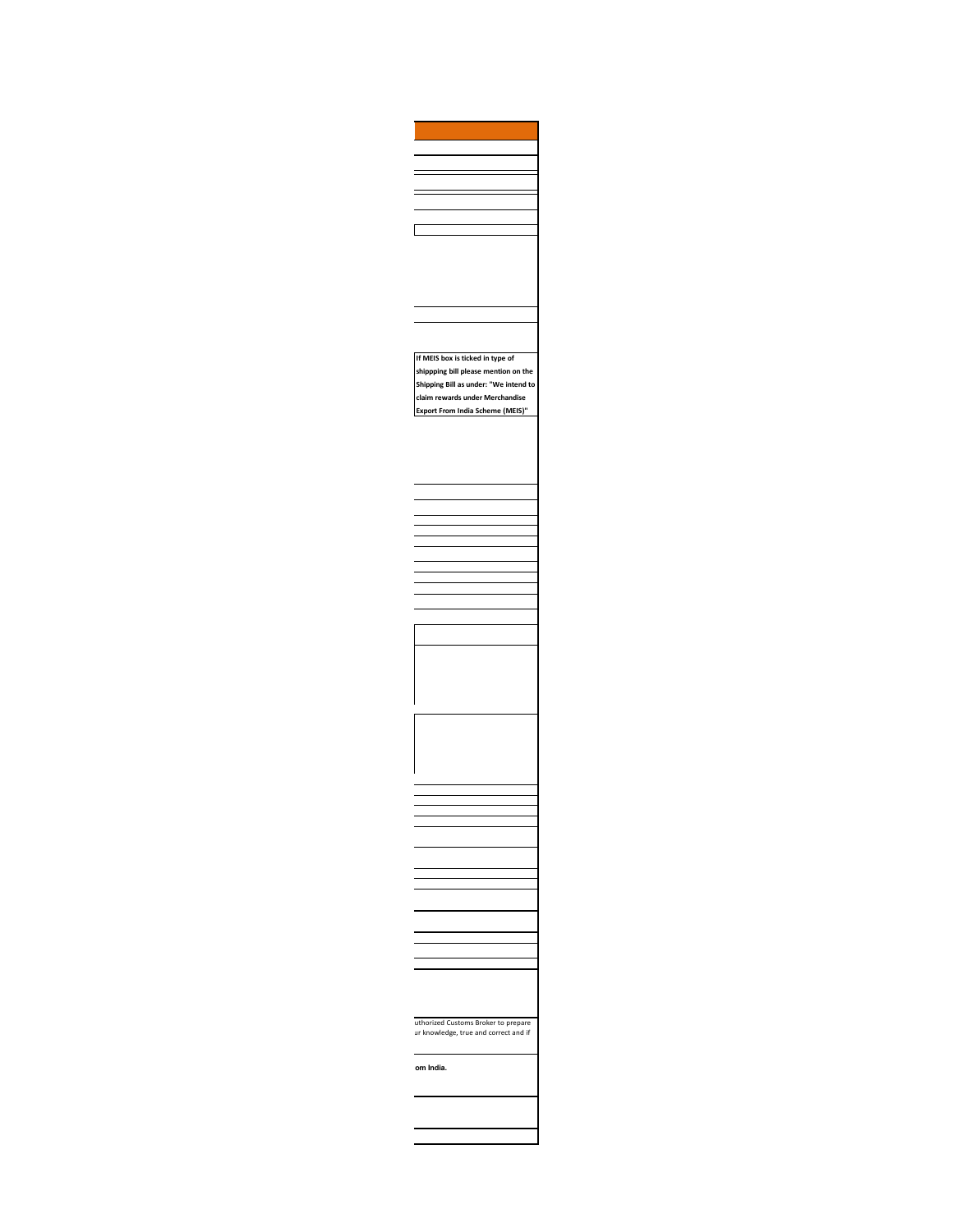If MEIS box is ticked in type of shippping bill please mention on the Shipping Bill as under: "We intend to claim rewards under Merchandise Export From India Scheme (MEIS)"

uthorized Customs Broker to prepare
ur knowledge, true and correct and if

**om India.**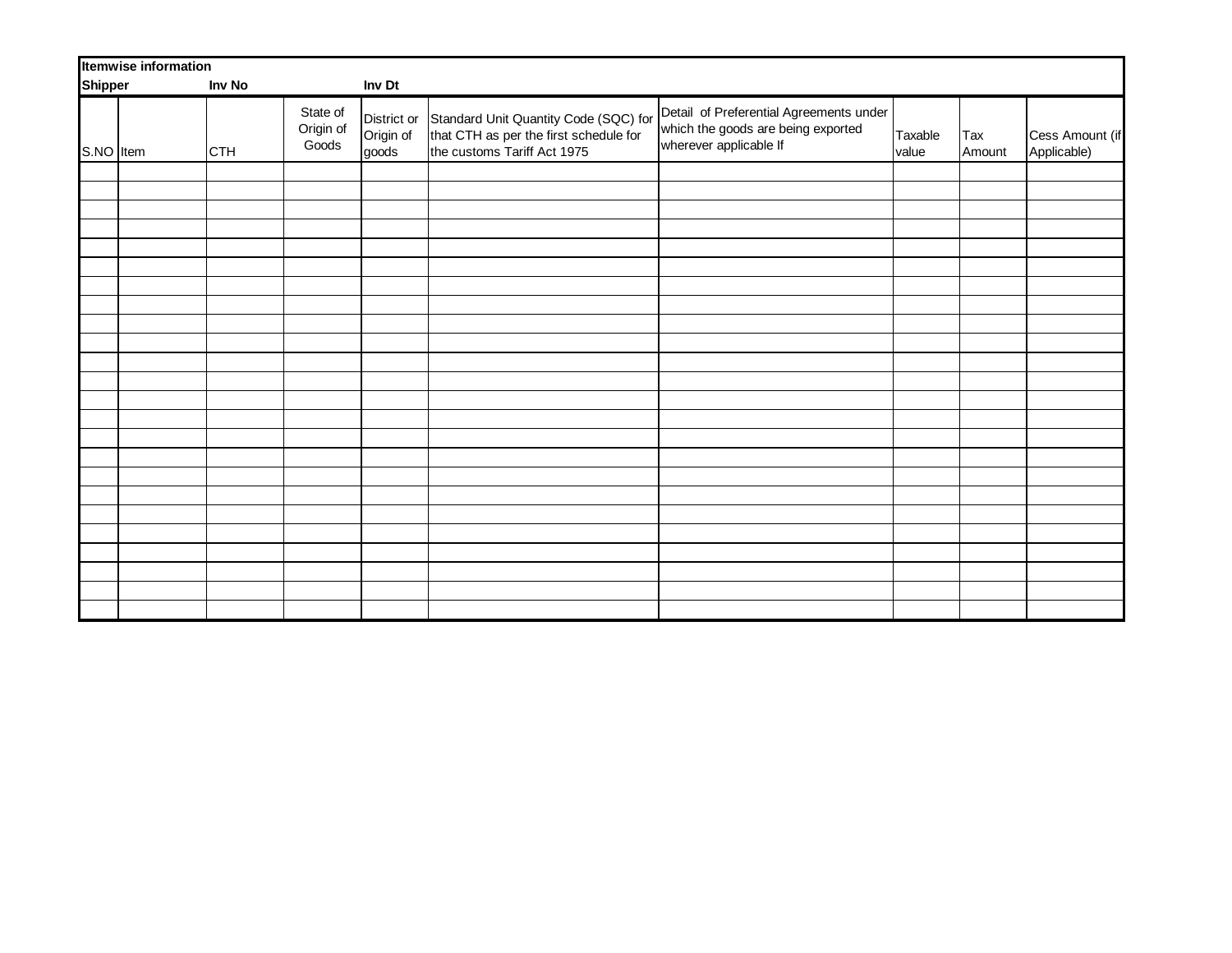**Itemwise information**

**Shipper** **Inv No** **Inv Dt**

| S.NO | Item | CTH | State of Origin of Goods | District or Origin of goods | Standard Unit Quantity Code (SQC) for that CTH as per the first schedule for the customs Tariff Act 1975 | Detail of Preferential Agreements under which the goods are being exported wherever applicable If | Taxable value | Tax Amount | Cess Amount (if Applicable) |
|---|---|---|---|---|---|---|---|---|---|
| | | | | | | | | | |
| | | | | | | | | | |
| | | | | | | | | | |
| | | | | | | | | | |
| | | | | | | | | | |
| | | | | | | | | | |
| | | | | | | | | | |
| | | | | | | | | | |
| | | | | | | | | | |
| | | | | | | | | | |
| | | | | | | | | | |
| | | | | | | | | | |
| | | | | | | | | | |
| | | | | | | | | | |
| | | | | | | | | | |
| | | | | | | | | | |
| | | | | | | | | | |
| | | | | | | | | | |
| | | | | | | | | | |
| | | | | | | | | | |
| | | | | | | | | | |
| | | | | | | | | | |
| | | | | | | | | | |
| | | | | | | | | | |